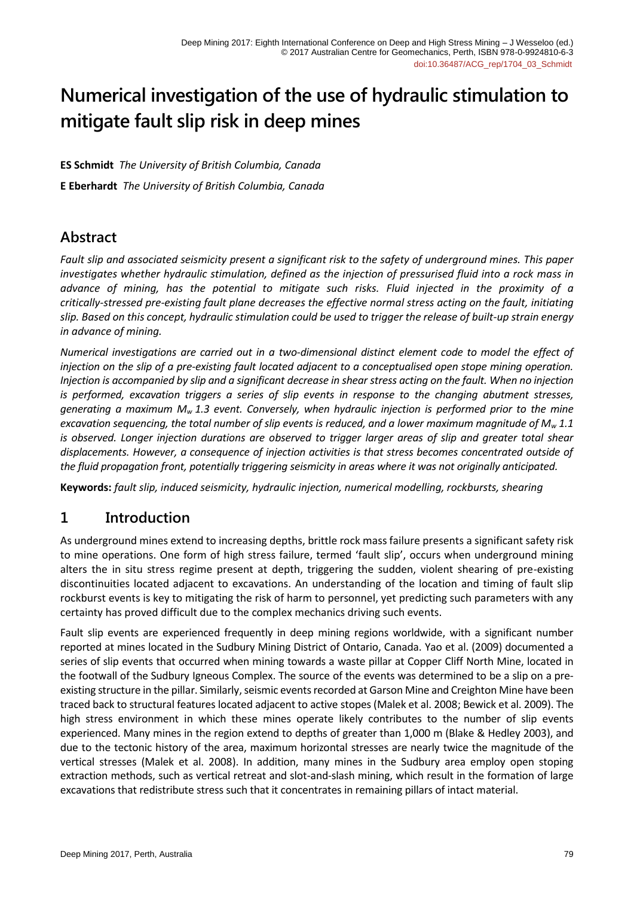# Numerical investigation of the use of hydraulic stimulation to mitigate fault slip risk in deep mines

**ES Schmidt** *The University of British Columbia, Canada*

**E Eberhardt** *The University of British Columbia, Canada*

## Abstract

*Fault slip and associated seismicity present a significant risk to the safety of underground mines. This paper investigates whether hydraulic stimulation, defined as the injection of pressurised fluid into a rock mass in advance of mining, has the potential to mitigate such risks. Fluid injected in the proximity of a critically-stressed pre-existing fault plane decreases the effective normal stress acting on the fault, initiating slip. Based on this concept, hydraulic stimulation could be used to trigger the release of built-up strain energy in advance of mining.*

*Numerical investigations are carried out in a two-dimensional distinct element code to model the effect of injection on the slip of a pre-existing fault located adjacent to a conceptualised open stope mining operation. Injection is accompanied by slip and a significant decrease in shear stress acting on the fault. When no injection is performed, excavation triggers a series of slip events in response to the changing abutment stresses, generating a maximum $M_w$ 1.3 event. Conversely, when hydraulic injection is performed prior to the mine excavation sequencing, the total number of slip events is reduced, and a lower maximum magnitude of $M_w$ 1.1 is observed. Longer injection durations are observed to trigger larger areas of slip and greater total shear displacements. However, a consequence of injection activities is that stress becomes concentrated outside of the fluid propagation front, potentially triggering seismicity in areas where it was not originally anticipated.*

**Keywords:** *fault slip, induced seismicity, hydraulic injection, numerical modelling, rockbursts, shearing*

## 1 Introduction

As underground mines extend to increasing depths, brittle rock mass failure presents a significant safety risk to mine operations. One form of high stress failure, termed 'fault slip', occurs when underground mining alters the in situ stress regime present at depth, triggering the sudden, violent shearing of pre-existing discontinuities located adjacent to excavations. An understanding of the location and timing of fault slip rockburst events is key to mitigating the risk of harm to personnel, yet predicting such parameters with any certainty has proved difficult due to the complex mechanics driving such events.

Fault slip events are experienced frequently in deep mining regions worldwide, with a significant number reported at mines located in the Sudbury Mining District of Ontario, Canada. Yao et al. (2009) documented a series of slip events that occurred when mining towards a waste pillar at Copper Cliff North Mine, located in the footwall of the Sudbury Igneous Complex. The source of the events was determined to be a slip on a pre-existing structure in the pillar. Similarly, seismic events recorded at Garson Mine and Creighton Mine have been traced back to structural features located adjacent to active stopes (Malek et al. 2008; Bewick et al. 2009). The high stress environment in which these mines operate likely contributes to the number of slip events experienced. Many mines in the region extend to depths of greater than 1,000 m (Blake & Hedley 2003), and due to the tectonic history of the area, maximum horizontal stresses are nearly twice the magnitude of the vertical stresses (Malek et al. 2008). In addition, many mines in the Sudbury area employ open stoping extraction methods, such as vertical retreat and slot-and-slash mining, which result in the formation of large excavations that redistribute stress such that it concentrates in remaining pillars of intact material.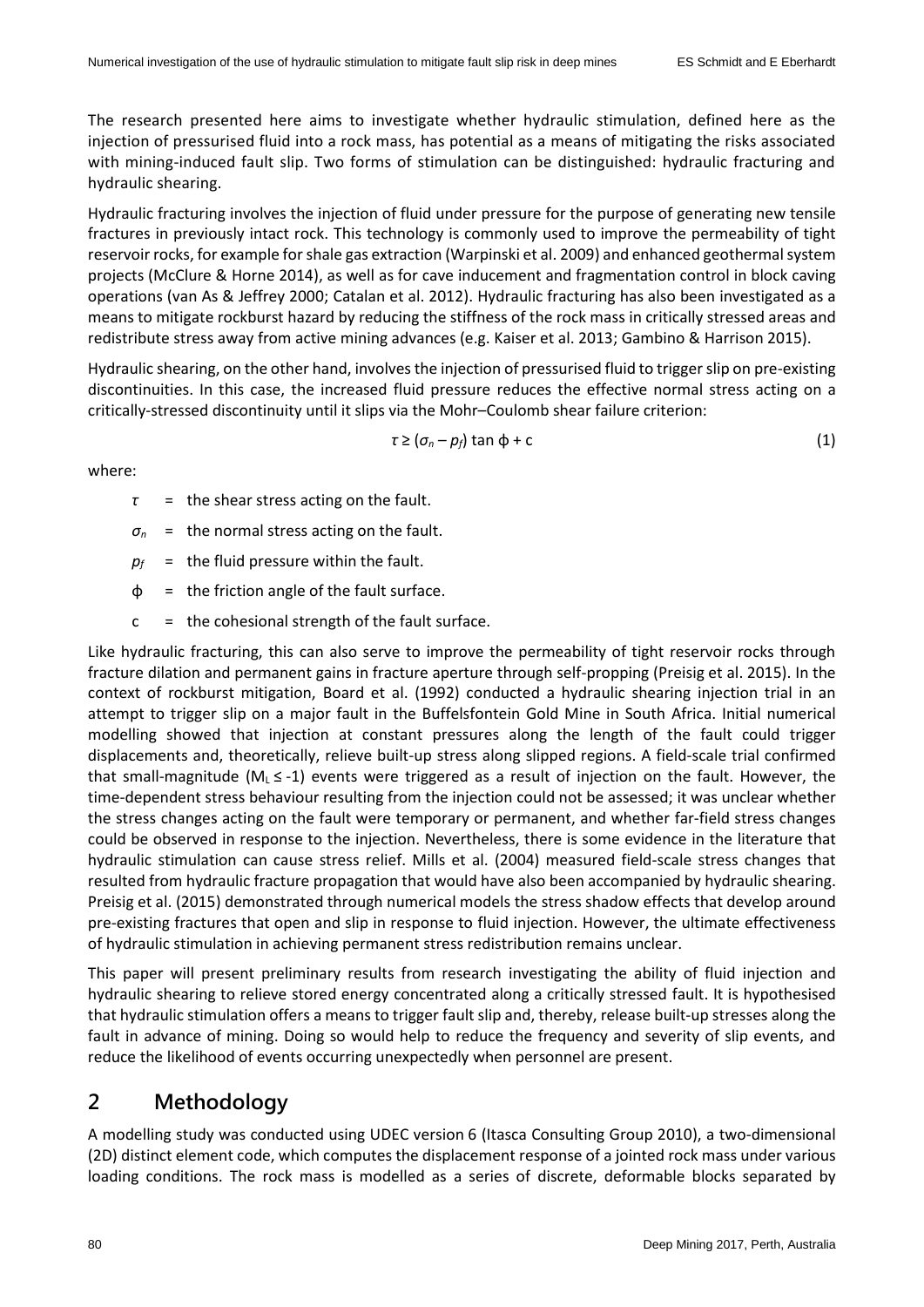The research presented here aims to investigate whether hydraulic stimulation, defined here as the injection of pressurised fluid into a rock mass, has potential as a means of mitigating the risks associated with mining-induced fault slip. Two forms of stimulation can be distinguished: hydraulic fracturing and hydraulic shearing.

Hydraulic fracturing involves the injection of fluid under pressure for the purpose of generating new tensile fractures in previously intact rock. This technology is commonly used to improve the permeability of tight reservoir rocks, for example for shale gas extraction (Warpinski et al. 2009) and enhanced geothermal system projects (McClure & Horne 2014), as well as for cave inducement and fragmentation control in block caving operations (van As & Jeffrey 2000; Catalan et al. 2012). Hydraulic fracturing has also been investigated as a means to mitigate rockburst hazard by reducing the stiffness of the rock mass in critically stressed areas and redistribute stress away from active mining advances (e.g. Kaiser et al. 2013; Gambino & Harrison 2015).

Hydraulic shearing, on the other hand, involves the injection of pressurised fluid to trigger slip on pre-existing discontinuities. In this case, the increased fluid pressure reduces the effective normal stress acting on a critically-stressed discontinuity until it slips via the Mohr–Coulomb shear failure criterion:

$$\tau \geq (\sigma_n - p_f) \tan \phi + c \tag{1}$$

where:

- $\tau$ = the shear stress acting on the fault.
- $\sigma_n$ = the normal stress acting on the fault.
- $p_f$ = the fluid pressure within the fault.
- $\phi$ = the friction angle of the fault surface.
- c = the cohesional strength of the fault surface.

Like hydraulic fracturing, this can also serve to improve the permeability of tight reservoir rocks through fracture dilation and permanent gains in fracture aperture through self-propping (Preisig et al. 2015). In the context of rockburst mitigation, Board et al. (1992) conducted a hydraulic shearing injection trial in an attempt to trigger slip on a major fault in the Buffelsfontein Gold Mine in South Africa. Initial numerical modelling showed that injection at constant pressures along the length of the fault could trigger displacements and, theoretically, relieve built-up stress along slipped regions. A field-scale trial confirmed that small-magnitude ($M_L \leq -1$) events were triggered as a result of injection on the fault. However, the time-dependent stress behaviour resulting from the injection could not be assessed; it was unclear whether the stress changes acting on the fault were temporary or permanent, and whether far-field stress changes could be observed in response to the injection. Nevertheless, there is some evidence in the literature that hydraulic stimulation can cause stress relief. Mills et al. (2004) measured field-scale stress changes that resulted from hydraulic fracture propagation that would have also been accompanied by hydraulic shearing. Preisig et al. (2015) demonstrated through numerical models the stress shadow effects that develop around pre-existing fractures that open and slip in response to fluid injection. However, the ultimate effectiveness of hydraulic stimulation in achieving permanent stress redistribution remains unclear.

This paper will present preliminary results from research investigating the ability of fluid injection and hydraulic shearing to relieve stored energy concentrated along a critically stressed fault. It is hypothesised that hydraulic stimulation offers a means to trigger fault slip and, thereby, release built-up stresses along the fault in advance of mining. Doing so would help to reduce the frequency and severity of slip events, and reduce the likelihood of events occurring unexpectedly when personnel are present.

## 2 Methodology

A modelling study was conducted using UDEC version 6 (Itasca Consulting Group 2010), a two-dimensional (2D) distinct element code, which computes the displacement response of a jointed rock mass under various loading conditions. The rock mass is modelled as a series of discrete, deformable blocks separated by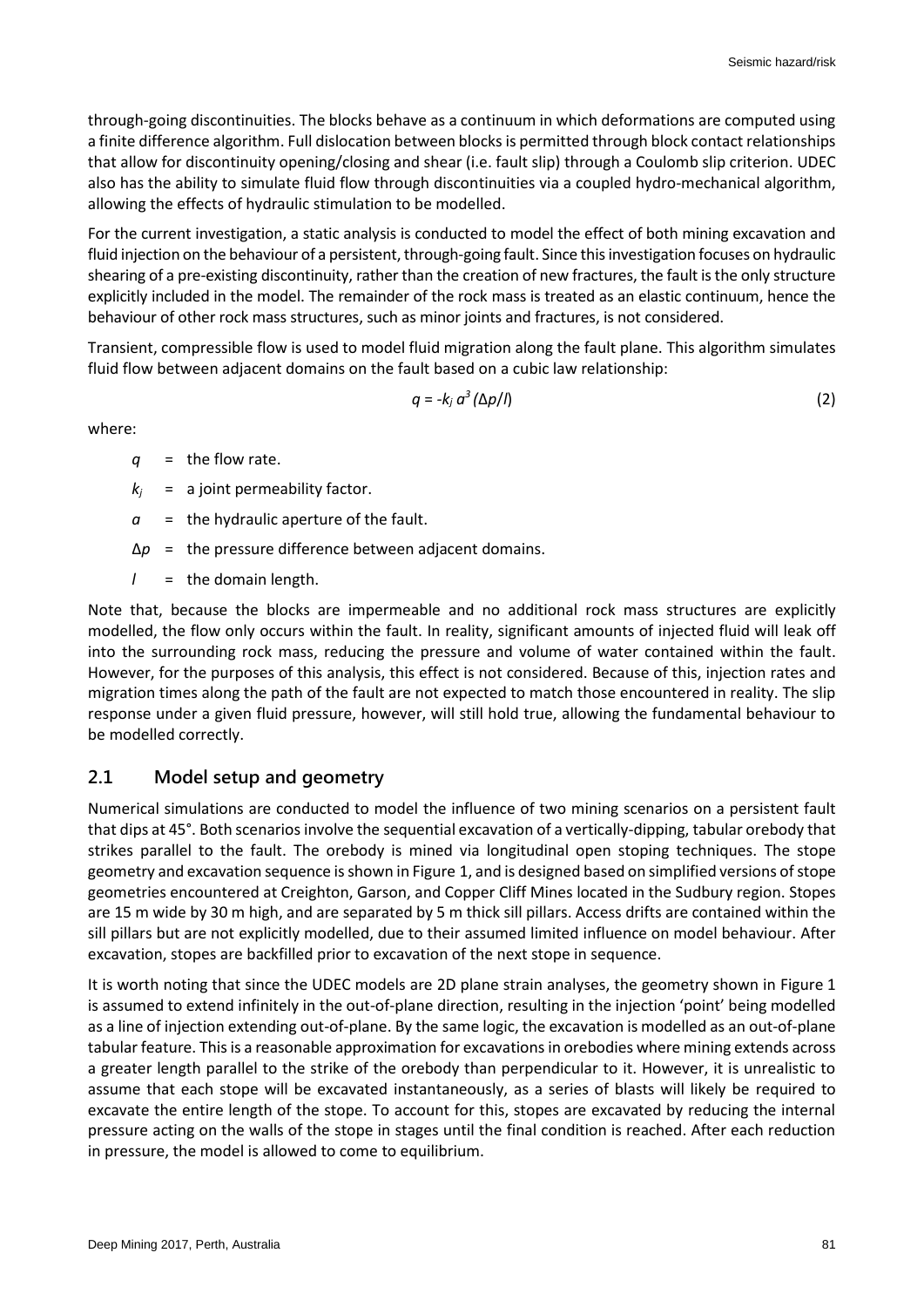through-going discontinuities. The blocks behave as a continuum in which deformations are computed using a finite difference algorithm. Full dislocation between blocks is permitted through block contact relationships that allow for discontinuity opening/closing and shear (i.e. fault slip) through a Coulomb slip criterion. UDEC also has the ability to simulate fluid flow through discontinuities via a coupled hydro-mechanical algorithm, allowing the effects of hydraulic stimulation to be modelled.

For the current investigation, a static analysis is conducted to model the effect of both mining excavation and fluid injection on the behaviour of a persistent, through-going fault. Since this investigation focuses on hydraulic shearing of a pre-existing discontinuity, rather than the creation of new fractures, the fault is the only structure explicitly included in the model. The remainder of the rock mass is treated as an elastic continuum, hence the behaviour of other rock mass structures, such as minor joints and fractures, is not considered.

Transient, compressible flow is used to model fluid migration along the fault plane. This algorithm simulates fluid flow between adjacent domains on the fault based on a cubic law relationship:

$$q = -k_j \, a^3 \, (\Delta p / l) \tag{2}$$

where:

- $q$ = the flow rate.
- $k_j$ = a joint permeability factor.
- $a$ = the hydraulic aperture of the fault.
- $\Delta p$ = the pressure difference between adjacent domains.
- $l$ = the domain length.

Note that, because the blocks are impermeable and no additional rock mass structures are explicitly modelled, the flow only occurs within the fault. In reality, significant amounts of injected fluid will leak off into the surrounding rock mass, reducing the pressure and volume of water contained within the fault. However, for the purposes of this analysis, this effect is not considered. Because of this, injection rates and migration times along the path of the fault are not expected to match those encountered in reality. The slip response under a given fluid pressure, however, will still hold true, allowing the fundamental behaviour to be modelled correctly.

## 2.1 Model setup and geometry

Numerical simulations are conducted to model the influence of two mining scenarios on a persistent fault that dips at 45°. Both scenarios involve the sequential excavation of a vertically-dipping, tabular orebody that strikes parallel to the fault. The orebody is mined via longitudinal open stoping techniques. The stope geometry and excavation sequence is shown in Figure 1, and is designed based on simplified versions of stope geometries encountered at Creighton, Garson, and Copper Cliff Mines located in the Sudbury region. Stopes are 15 m wide by 30 m high, and are separated by 5 m thick sill pillars. Access drifts are contained within the sill pillars but are not explicitly modelled, due to their assumed limited influence on model behaviour. After excavation, stopes are backfilled prior to excavation of the next stope in sequence.

It is worth noting that since the UDEC models are 2D plane strain analyses, the geometry shown in Figure 1 is assumed to extend infinitely in the out-of-plane direction, resulting in the injection 'point' being modelled as a line of injection extending out-of-plane. By the same logic, the excavation is modelled as an out-of-plane tabular feature. This is a reasonable approximation for excavations in orebodies where mining extends across a greater length parallel to the strike of the orebody than perpendicular to it. However, it is unrealistic to assume that each stope will be excavated instantaneously, as a series of blasts will likely be required to excavate the entire length of the stope. To account for this, stopes are excavated by reducing the internal pressure acting on the walls of the stope in stages until the final condition is reached. After each reduction in pressure, the model is allowed to come to equilibrium.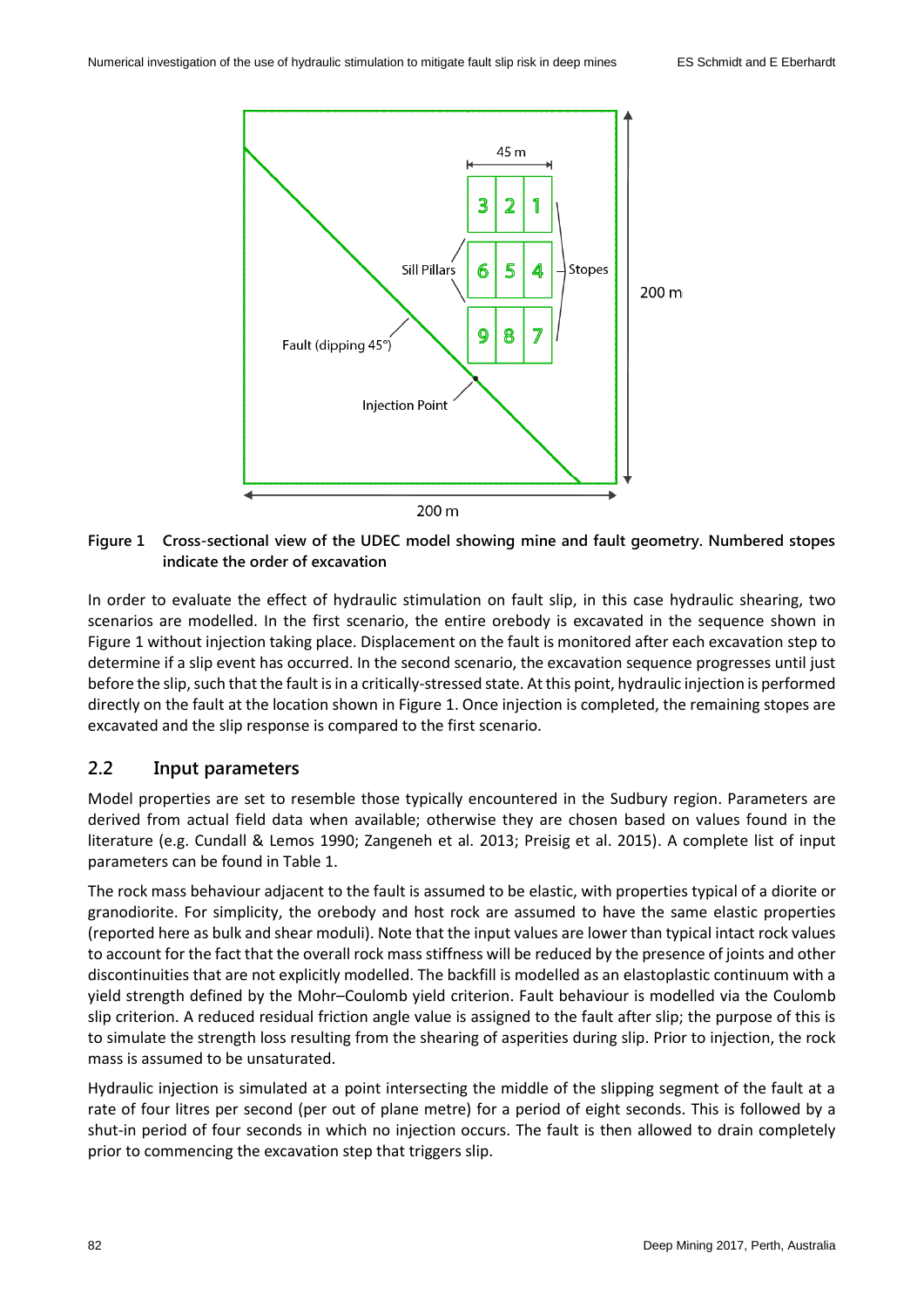**Figure 1 Cross-sectional view of the UDEC model showing mine and fault geometry. Numbered stopes indicate the order of excavation**

In order to evaluate the effect of hydraulic stimulation on fault slip, in this case hydraulic shearing, two scenarios are modelled. In the first scenario, the entire orebody is excavated in the sequence shown in Figure 1 without injection taking place. Displacement on the fault is monitored after each excavation step to determine if a slip event has occurred. In the second scenario, the excavation sequence progresses until just before the slip, such that the fault is in a critically-stressed state. At this point, hydraulic injection is performed directly on the fault at the location shown in Figure 1. Once injection is completed, the remaining stopes are excavated and the slip response is compared to the first scenario.

## 2.2 Input parameters

Model properties are set to resemble those typically encountered in the Sudbury region. Parameters are derived from actual field data when available; otherwise they are chosen based on values found in the literature (e.g. Cundall & Lemos 1990; Zangeneh et al. 2013; Preisig et al. 2015). A complete list of input parameters can be found in Table 1.

The rock mass behaviour adjacent to the fault is assumed to be elastic, with properties typical of a diorite or granodiorite. For simplicity, the orebody and host rock are assumed to have the same elastic properties (reported here as bulk and shear moduli). Note that the input values are lower than typical intact rock values to account for the fact that the overall rock mass stiffness will be reduced by the presence of joints and other discontinuities that are not explicitly modelled. The backfill is modelled as an elastoplastic continuum with a yield strength defined by the Mohr–Coulomb yield criterion. Fault behaviour is modelled via the Coulomb slip criterion. A reduced residual friction angle value is assigned to the fault after slip; the purpose of this is to simulate the strength loss resulting from the shearing of asperities during slip. Prior to injection, the rock mass is assumed to be unsaturated.

Hydraulic injection is simulated at a point intersecting the middle of the slipping segment of the fault at a rate of four litres per second (per out of plane metre) for a period of eight seconds. This is followed by a shut-in period of four seconds in which no injection occurs. The fault is then allowed to drain completely prior to commencing the excavation step that triggers slip.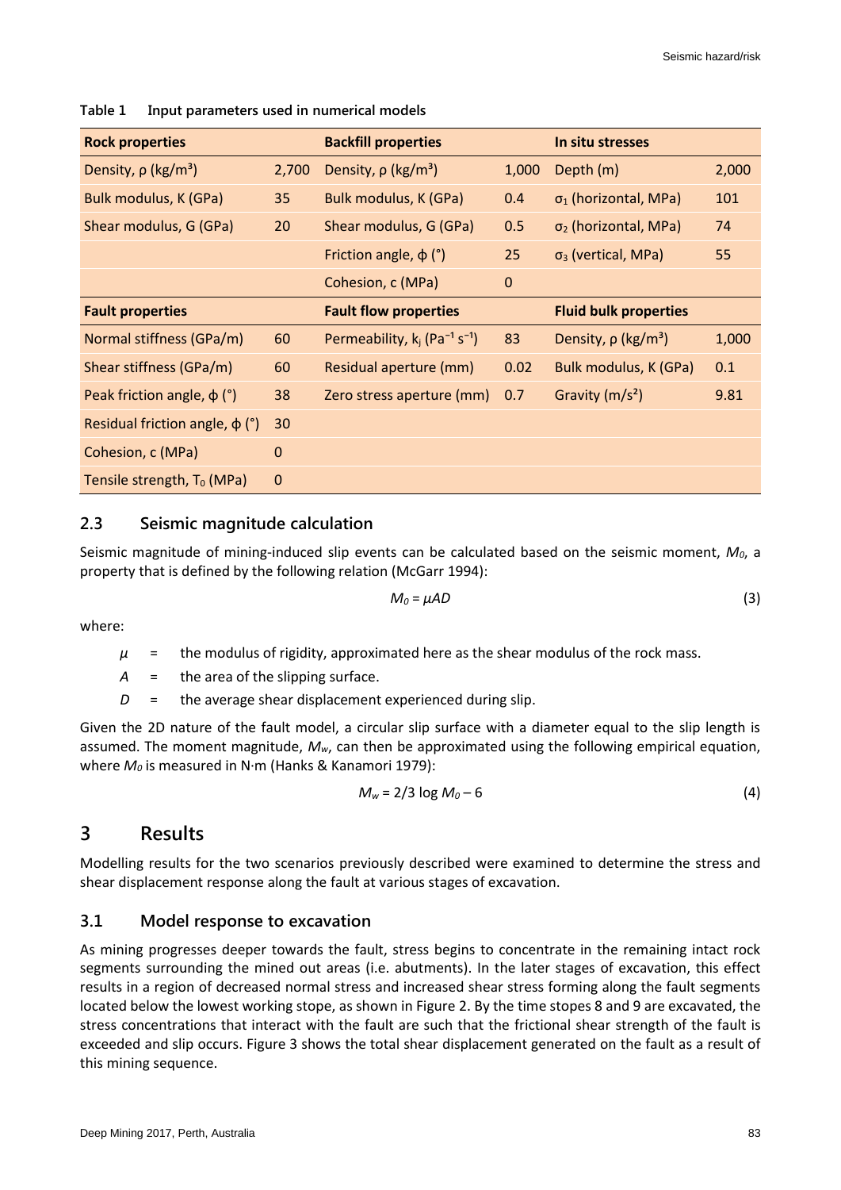**Table 1 Input parameters used in numerical models**

| Rock properties | | Backfill properties | | In situ stresses | |
|---|---|---|---|---|---|
| Density, ρ (kg/m³) | 2,700 | Density, ρ (kg/m³) | 1,000 | Depth (m) | 2,000 |
| Bulk modulus, K (GPa) | 35 | Bulk modulus, K (GPa) | 0.4 | $\sigma_1$ (horizontal, MPa) | 101 |
| Shear modulus, G (GPa) | 20 | Shear modulus, G (GPa) | 0.5 | $\sigma_2$ (horizontal, MPa) | 74 |
| | | Friction angle, ϕ (°) | 25 | $\sigma_3$ (vertical, MPa) | 55 |
| | | Cohesion, c (MPa) | 0 | | |
| **Fault properties** | | **Fault flow properties** | | **Fluid bulk properties** | |
| Normal stiffness (GPa/m) | 60 | Permeability, $k_j$ ($Pa^{-1} s^{-1}$) | 83 | Density, ρ (kg/m³) | 1,000 |
| Shear stiffness (GPa/m) | 60 | Residual aperture (mm) | 0.02 | Bulk modulus, K (GPa) | 0.1 |
| Peak friction angle, ϕ (°) | 38 | Zero stress aperture (mm) | 0.7 | Gravity (m/s²) | 9.81 |
| Residual friction angle, ϕ (°) | 30 | | | | |
| Cohesion, c (MPa) | 0 | | | | |
| Tensile strength, $T_0$ (MPa) | 0 | | | | |

## 2.3 Seismic magnitude calculation

Seismic magnitude of mining-induced slip events can be calculated based on the seismic moment, $M_0$, a property that is defined by the following relation (McGarr 1994):

$$M_0 = \mu AD \tag{3}$$

where:

$\mu$ = the modulus of rigidity, approximated here as the shear modulus of the rock mass.

$A$ = the area of the slipping surface.

$D$ = the average shear displacement experienced during slip.

Given the 2D nature of the fault model, a circular slip surface with a diameter equal to the slip length is assumed. The moment magnitude, $M_w$, can then be approximated using the following empirical equation, where $M_0$ is measured in N·m (Hanks & Kanamori 1979):

$$M_w = 2/3 \log M_0 - 6 \tag{4}$$

# 3 Results

Modelling results for the two scenarios previously described were examined to determine the stress and shear displacement response along the fault at various stages of excavation.

## 3.1 Model response to excavation

As mining progresses deeper towards the fault, stress begins to concentrate in the remaining intact rock segments surrounding the mined out areas (i.e. abutments). In the later stages of excavation, this effect results in a region of decreased normal stress and increased shear stress forming along the fault segments located below the lowest working stope, as shown in Figure 2. By the time stopes 8 and 9 are excavated, the stress concentrations that interact with the fault are such that the frictional shear strength of the fault is exceeded and slip occurs. Figure 3 shows the total shear displacement generated on the fault as a result of this mining sequence.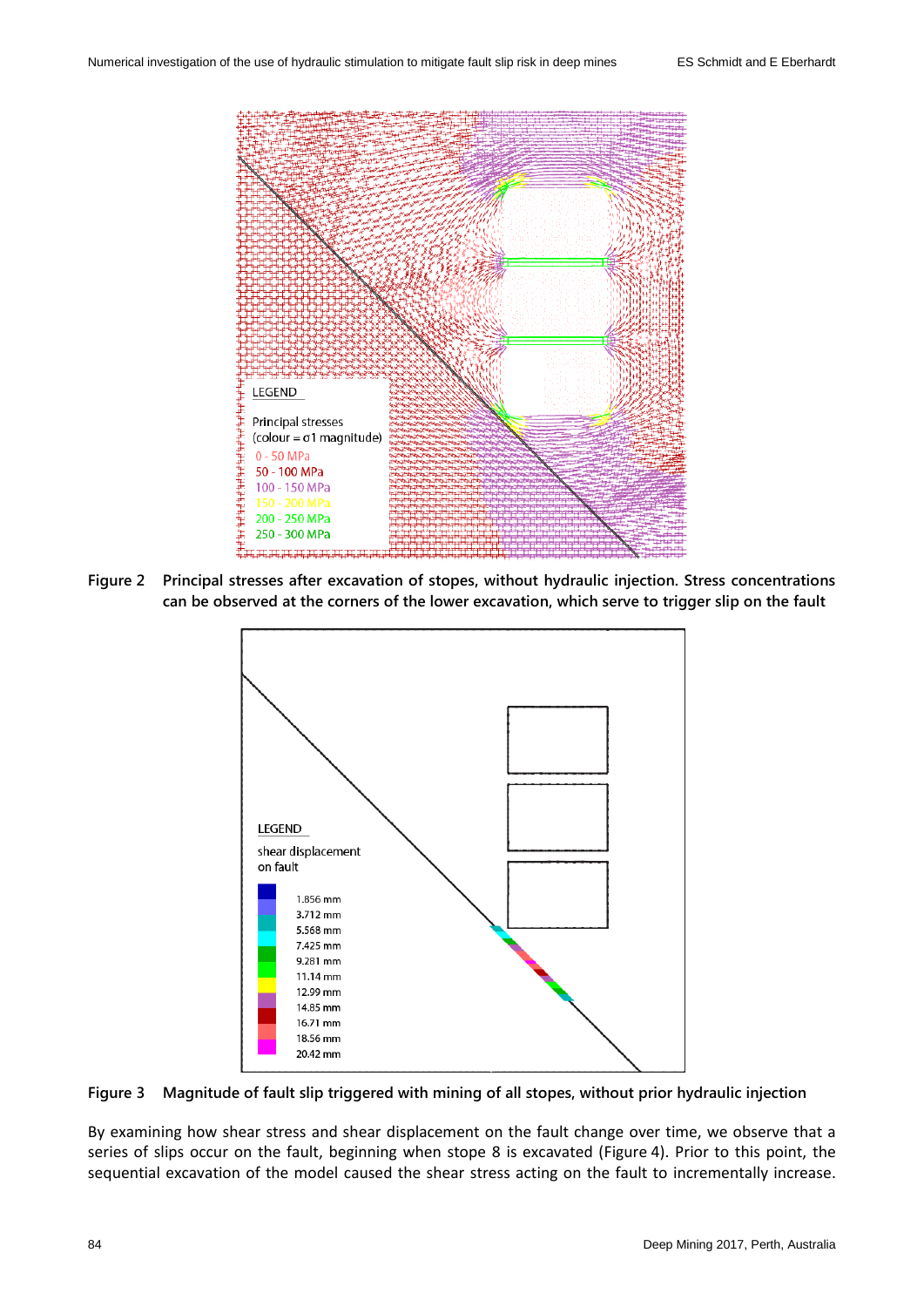Figure 2 Principal stresses after excavation of stopes, without hydraulic injection. Stress concentrations can be observed at the corners of the lower excavation, which serve to trigger slip on the fault

Figure 3 Magnitude of fault slip triggered with mining of all stopes, without prior hydraulic injection

By examining how shear stress and shear displacement on the fault change over time, we observe that a series of slips occur on the fault, beginning when stope 8 is excavated (Figure 4). Prior to this point, the sequential excavation of the model caused the shear stress acting on the fault to incrementally increase.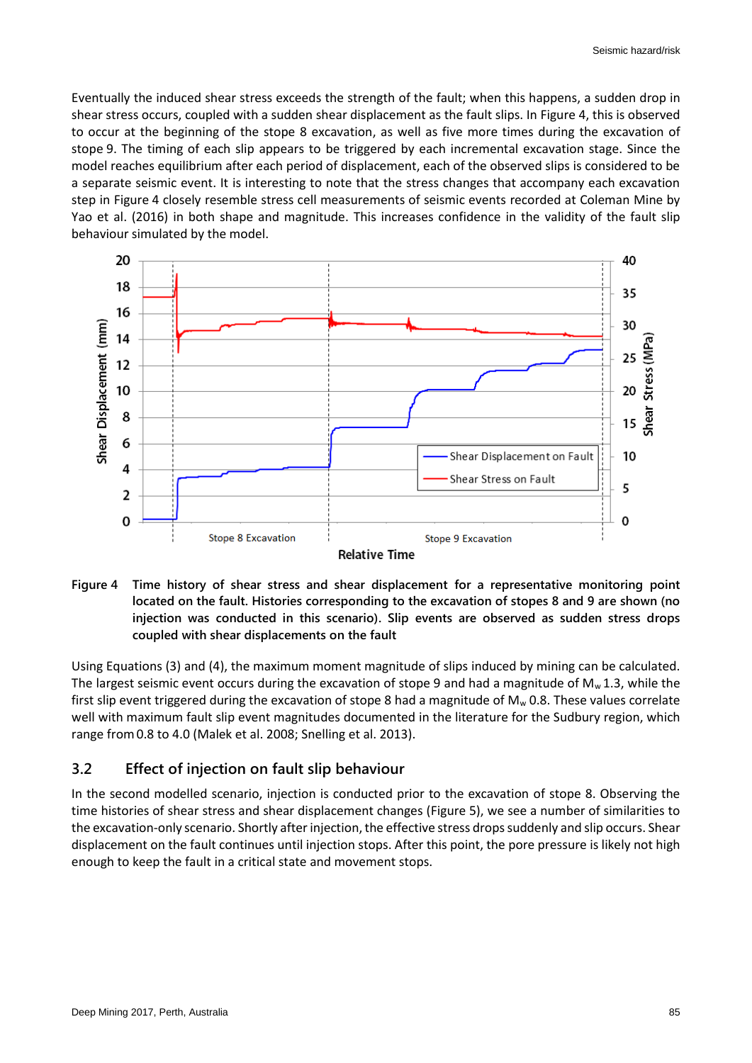Eventually the induced shear stress exceeds the strength of the fault; when this happens, a sudden drop in shear stress occurs, coupled with a sudden shear displacement as the fault slips. In Figure 4, this is observed to occur at the beginning of the stope 8 excavation, as well as five more times during the excavation of stope 9. The timing of each slip appears to be triggered by each incremental excavation stage. Since the model reaches equilibrium after each period of displacement, each of the observed slips is considered to be a separate seismic event. It is interesting to note that the stress changes that accompany each excavation step in Figure 4 closely resemble stress cell measurements of seismic events recorded at Coleman Mine by Yao et al. (2016) in both shape and magnitude. This increases confidence in the validity of the fault slip behaviour simulated by the model.

**Figure 4** Time history of shear stress and shear displacement for a representative monitoring point located on the fault. Histories corresponding to the excavation of stopes 8 and 9 are shown (no injection was conducted in this scenario). Slip events are observed as sudden stress drops coupled with shear displacements on the fault

Using Equations (3) and (4), the maximum moment magnitude of slips induced by mining can be calculated. The largest seismic event occurs during the excavation of stope 9 and had a magnitude of $M_w$ 1.3, while the first slip event triggered during the excavation of stope 8 had a magnitude of $M_w$ 0.8. These values correlate well with maximum fault slip event magnitudes documented in the literature for the Sudbury region, which range from 0.8 to 4.0 (Malek et al. 2008; Snelling et al. 2013).

## 3.2 Effect of injection on fault slip behaviour

In the second modelled scenario, injection is conducted prior to the excavation of stope 8. Observing the time histories of shear stress and shear displacement changes (Figure 5), we see a number of similarities to the excavation-only scenario. Shortly after injection, the effective stress drops suddenly and slip occurs. Shear displacement on the fault continues until injection stops. After this point, the pore pressure is likely not high enough to keep the fault in a critical state and movement stops.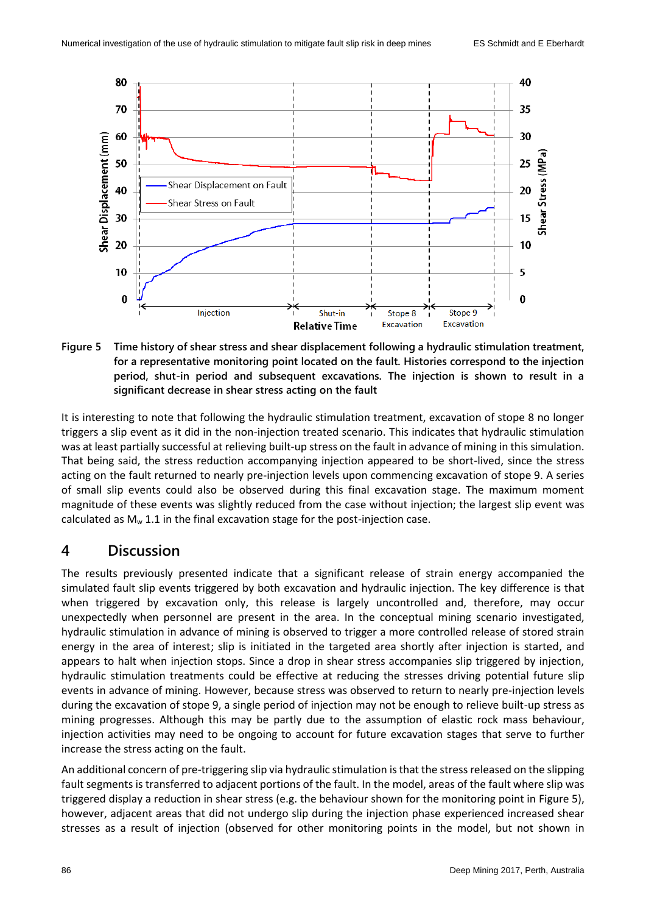Figure 5 Time history of shear stress and shear displacement following a hydraulic stimulation treatment, for a representative monitoring point located on the fault. Histories correspond to the injection period, shut-in period and subsequent excavations. The injection is shown to result in a significant decrease in shear stress acting on the fault

It is interesting to note that following the hydraulic stimulation treatment, excavation of stope 8 no longer triggers a slip event as it did in the non-injection treated scenario. This indicates that hydraulic stimulation was at least partially successful at relieving built-up stress on the fault in advance of mining in this simulation. That being said, the stress reduction accompanying injection appeared to be short-lived, since the stress acting on the fault returned to nearly pre-injection levels upon commencing excavation of stope 9. A series of small slip events could also be observed during this final excavation stage. The maximum moment magnitude of these events was slightly reduced from the case without injection; the largest slip event was calculated as $M_w$ 1.1 in the final excavation stage for the post-injection case.

# 4 Discussion

The results previously presented indicate that a significant release of strain energy accompanied the simulated fault slip events triggered by both excavation and hydraulic injection. The key difference is that when triggered by excavation only, this release is largely uncontrolled and, therefore, may occur unexpectedly when personnel are present in the area. In the conceptual mining scenario investigated, hydraulic stimulation in advance of mining is observed to trigger a more controlled release of stored strain energy in the area of interest; slip is initiated in the targeted area shortly after injection is started, and appears to halt when injection stops. Since a drop in shear stress accompanies slip triggered by injection, hydraulic stimulation treatments could be effective at reducing the stresses driving potential future slip events in advance of mining. However, because stress was observed to return to nearly pre-injection levels during the excavation of stope 9, a single period of injection may not be enough to relieve built-up stress as mining progresses. Although this may be partly due to the assumption of elastic rock mass behaviour, injection activities may need to be ongoing to account for future excavation stages that serve to further increase the stress acting on the fault.

An additional concern of pre-triggering slip via hydraulic stimulation is that the stress released on the slipping fault segments is transferred to adjacent portions of the fault. In the model, areas of the fault where slip was triggered display a reduction in shear stress (e.g. the behaviour shown for the monitoring point in Figure 5), however, adjacent areas that did not undergo slip during the injection phase experienced increased shear stresses as a result of injection (observed for other monitoring points in the model, but not shown in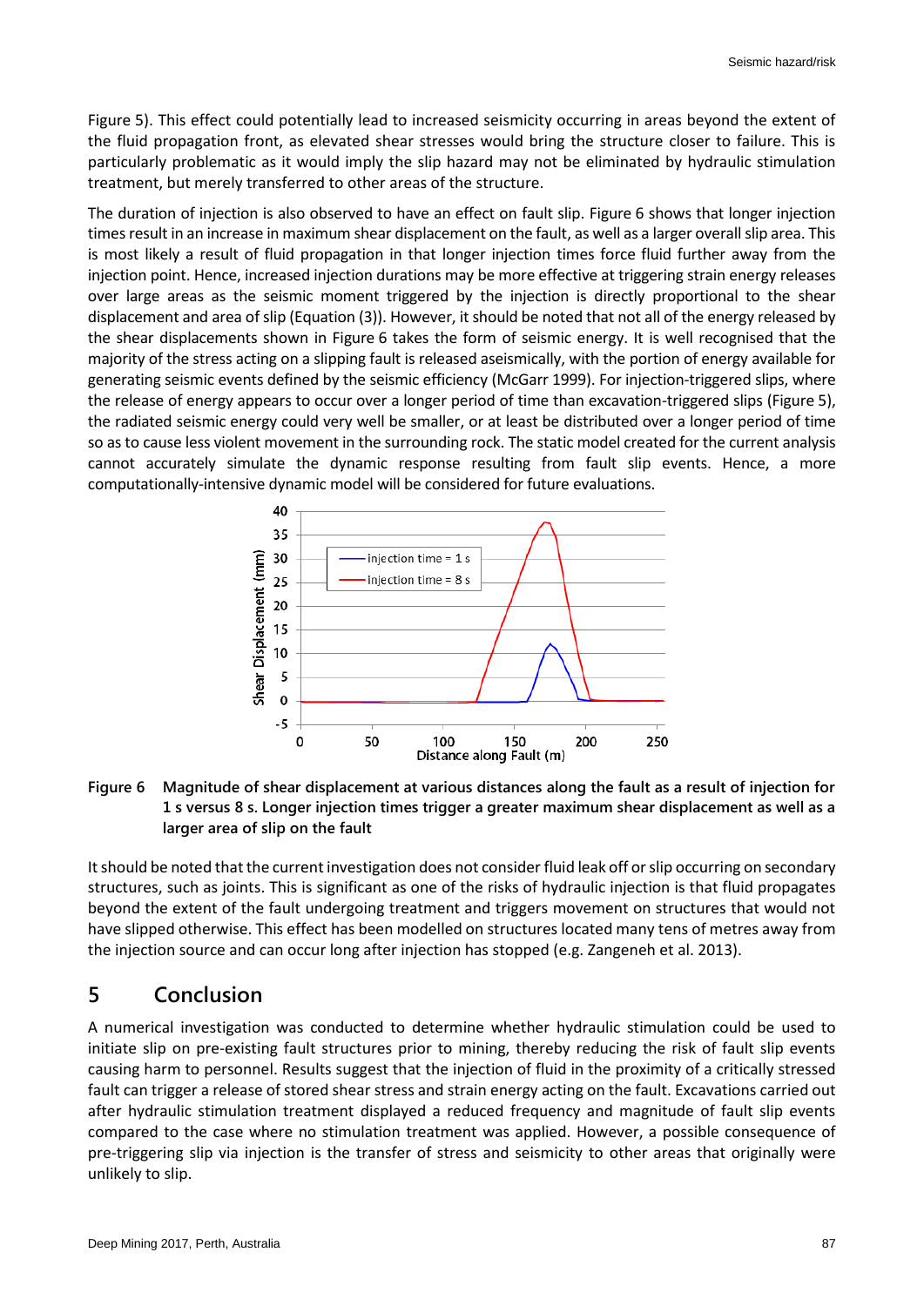Figure 5). This effect could potentially lead to increased seismicity occurring in areas beyond the extent of the fluid propagation front, as elevated shear stresses would bring the structure closer to failure. This is particularly problematic as it would imply the slip hazard may not be eliminated by hydraulic stimulation treatment, but merely transferred to other areas of the structure.

The duration of injection is also observed to have an effect on fault slip. Figure 6 shows that longer injection times result in an increase in maximum shear displacement on the fault, as well as a larger overall slip area. This is most likely a result of fluid propagation in that longer injection times force fluid further away from the injection point. Hence, increased injection durations may be more effective at triggering strain energy releases over large areas as the seismic moment triggered by the injection is directly proportional to the shear displacement and area of slip (Equation (3)). However, it should be noted that not all of the energy released by the shear displacements shown in Figure 6 takes the form of seismic energy. It is well recognised that the majority of the stress acting on a slipping fault is released aseismically, with the portion of energy available for generating seismic events defined by the seismic efficiency (McGarr 1999). For injection-triggered slips, where the release of energy appears to occur over a longer period of time than excavation-triggered slips (Figure 5), the radiated seismic energy could very well be smaller, or at least be distributed over a longer period of time so as to cause less violent movement in the surrounding rock. The static model created for the current analysis cannot accurately simulate the dynamic response resulting from fault slip events. Hence, a more computationally-intensive dynamic model will be considered for future evaluations.

**Figure 6 Magnitude of shear displacement at various distances along the fault as a result of injection for 1 s versus 8 s. Longer injection times trigger a greater maximum shear displacement as well as a larger area of slip on the fault**

It should be noted that the current investigation does not consider fluid leak off or slip occurring on secondary structures, such as joints. This is significant as one of the risks of hydraulic injection is that fluid propagates beyond the extent of the fault undergoing treatment and triggers movement on structures that would not have slipped otherwise. This effect has been modelled on structures located many tens of metres away from the injection source and can occur long after injection has stopped (e.g. Zangeneh et al. 2013).

## 5 Conclusion

A numerical investigation was conducted to determine whether hydraulic stimulation could be used to initiate slip on pre-existing fault structures prior to mining, thereby reducing the risk of fault slip events causing harm to personnel. Results suggest that the injection of fluid in the proximity of a critically stressed fault can trigger a release of stored shear stress and strain energy acting on the fault. Excavations carried out after hydraulic stimulation treatment displayed a reduced frequency and magnitude of fault slip events compared to the case where no stimulation treatment was applied. However, a possible consequence of pre-triggering slip via injection is the transfer of stress and seismicity to other areas that originally were unlikely to slip.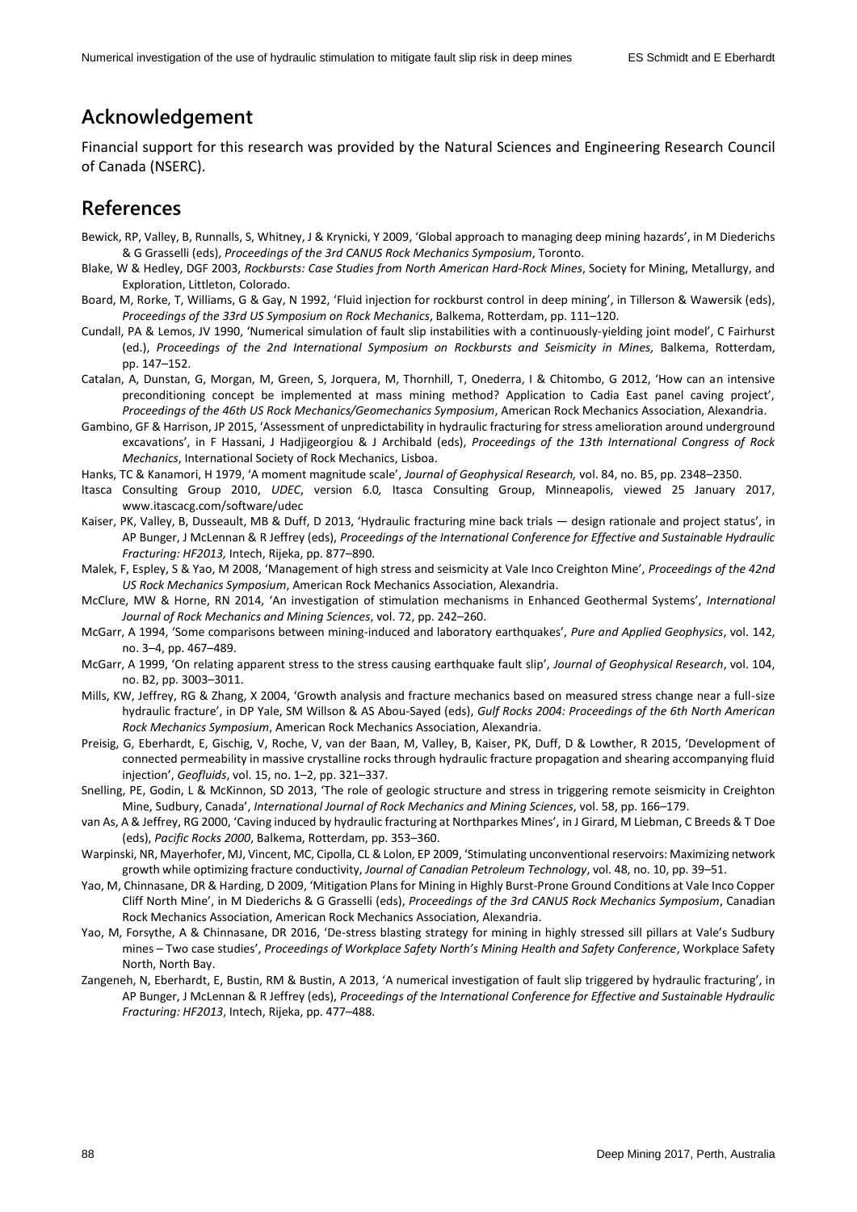## Acknowledgement

Financial support for this research was provided by the Natural Sciences and Engineering Research Council of Canada (NSERC).

## References

Bewick, RP, Valley, B, Runnalls, S, Whitney, J & Krynicki, Y 2009, 'Global approach to managing deep mining hazards', in M Diederichs & G Grasselli (eds), *Proceedings of the 3rd CANUS Rock Mechanics Symposium*, Toronto.

Blake, W & Hedley, DGF 2003, *Rockbursts: Case Studies from North American Hard-Rock Mines*, Society for Mining, Metallurgy, and Exploration, Littleton, Colorado.

Board, M, Rorke, T, Williams, G & Gay, N 1992, 'Fluid injection for rockburst control in deep mining', in Tillerson & Wawersik (eds), *Proceedings of the 33rd US Symposium on Rock Mechanics*, Balkema, Rotterdam, pp. 111–120.

Cundall, PA & Lemos, JV 1990, 'Numerical simulation of fault slip instabilities with a continuously-yielding joint model', C Fairhurst (ed.), *Proceedings of the 2nd International Symposium on Rockbursts and Seismicity in Mines,* Balkema, Rotterdam, pp. 147–152.

Catalan, A, Dunstan, G, Morgan, M, Green, S, Jorquera, M, Thornhill, T, Onederra, I & Chitombo, G 2012, 'How can an intensive preconditioning concept be implemented at mass mining method? Application to Cadia East panel caving project', *Proceedings of the 46th US Rock Mechanics/Geomechanics Symposium*, American Rock Mechanics Association, Alexandria.

Gambino, GF & Harrison, JP 2015, 'Assessment of unpredictability in hydraulic fracturing for stress amelioration around underground excavations', in F Hassani, J Hadjigeorgiou & J Archibald (eds), *Proceedings of the 13th International Congress of Rock Mechanics*, International Society of Rock Mechanics, Lisboa.

Hanks, TC & Kanamori, H 1979, 'A moment magnitude scale', *Journal of Geophysical Research,* vol. 84, no. B5, pp. 2348–2350.

Itasca Consulting Group 2010, *UDEC*, version 6.0*,* Itasca Consulting Group, Minneapolis, viewed 25 January 2017, www.itascacg.com/software/udec

Kaiser, PK, Valley, B, Dusseault, MB & Duff, D 2013, 'Hydraulic fracturing mine back trials — design rationale and project status', in AP Bunger, J McLennan & R Jeffrey (eds), *Proceedings of the International Conference for Effective and Sustainable Hydraulic Fracturing: HF2013,* Intech, Rijeka, pp. 877–890.

Malek, F, Espley, S & Yao, M 2008, 'Management of high stress and seismicity at Vale Inco Creighton Mine', *Proceedings of the 42nd US Rock Mechanics Symposium*, American Rock Mechanics Association, Alexandria.

McClure, MW & Horne, RN 2014, 'An investigation of stimulation mechanisms in Enhanced Geothermal Systems', *International Journal of Rock Mechanics and Mining Sciences*, vol. 72, pp. 242–260.

McGarr, A 1994, 'Some comparisons between mining-induced and laboratory earthquakes', *Pure and Applied Geophysics*, vol. 142, no. 3–4, pp. 467–489.

McGarr, A 1999, 'On relating apparent stress to the stress causing earthquake fault slip', *Journal of Geophysical Research*, vol. 104, no. B2, pp. 3003–3011.

Mills, KW, Jeffrey, RG & Zhang, X 2004, 'Growth analysis and fracture mechanics based on measured stress change near a full-size hydraulic fracture', in DP Yale, SM Willson & AS Abou-Sayed (eds), *Gulf Rocks 2004: Proceedings of the 6th North American Rock Mechanics Symposium*, American Rock Mechanics Association, Alexandria.

Preisig, G, Eberhardt, E, Gischig, V, Roche, V, van der Baan, M, Valley, B, Kaiser, PK, Duff, D & Lowther, R 2015, 'Development of connected permeability in massive crystalline rocks through hydraulic fracture propagation and shearing accompanying fluid injection', *Geofluids*, vol. 15, no. 1–2, pp. 321–337.

Snelling, PE, Godin, L & McKinnon, SD 2013, 'The role of geologic structure and stress in triggering remote seismicity in Creighton Mine, Sudbury, Canada', *International Journal of Rock Mechanics and Mining Sciences*, vol. 58, pp. 166–179.

van As, A & Jeffrey, RG 2000, 'Caving induced by hydraulic fracturing at Northparkes Mines', in J Girard, M Liebman, C Breeds & T Doe (eds), *Pacific Rocks 2000*, Balkema, Rotterdam, pp. 353–360.

Warpinski, NR, Mayerhofer, MJ, Vincent, MC, Cipolla, CL & Lolon, EP 2009, 'Stimulating unconventional reservoirs: Maximizing network growth while optimizing fracture conductivity, *Journal of Canadian Petroleum Technology*, vol. 48, no. 10, pp. 39–51.

Yao, M, Chinnasane, DR & Harding, D 2009, 'Mitigation Plans for Mining in Highly Burst-Prone Ground Conditions at Vale Inco Copper Cliff North Mine', in M Diederichs & G Grasselli (eds), *Proceedings of the 3rd CANUS Rock Mechanics Symposium*, Canadian Rock Mechanics Association, American Rock Mechanics Association, Alexandria.

Yao, M, Forsythe, A & Chinnasane, DR 2016, 'De-stress blasting strategy for mining in highly stressed sill pillars at Vale's Sudbury mines – Two case studies', *Proceedings of Workplace Safety North's Mining Health and Safety Conference*, Workplace Safety North, North Bay.

Zangeneh, N, Eberhardt, E, Bustin, RM & Bustin, A 2013, 'A numerical investigation of fault slip triggered by hydraulic fracturing', in AP Bunger, J McLennan & R Jeffrey (eds), *Proceedings of the International Conference for Effective and Sustainable Hydraulic Fracturing: HF2013*, Intech, Rijeka, pp. 477–488.